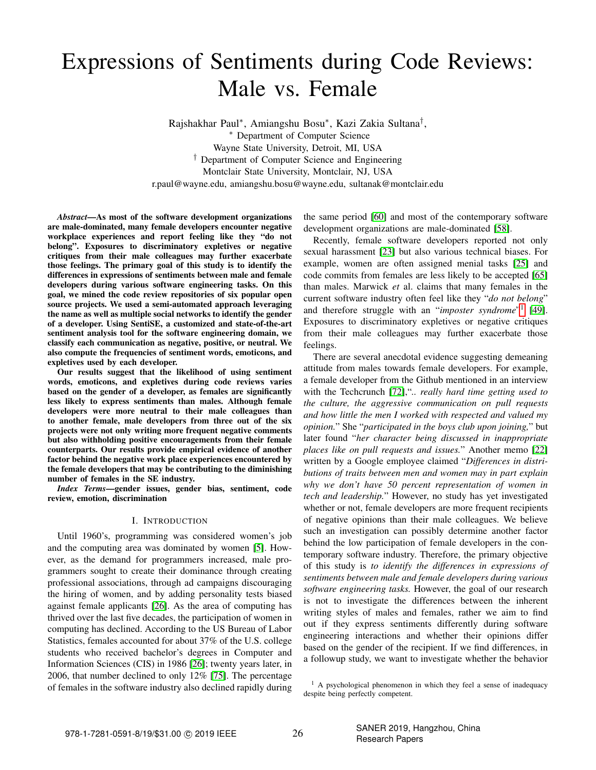# Expressions of Sentiments during Code Reviews: Male vs. Female

Rajshakhar Paul*, Amiangshu Bosu*, Kazi Zakia Sultana†,

* Department of Computer Science
Wayne State University, Detroit, MI, USA

† Department of Computer Science and Engineering
Montclair State University, Montclair, NJ, USA

r.paul@wayne.edu, amiangshu.bosu@wayne.edu, sultanak@montclair.edu

***Abstract*—As most of the software development organizations are male-dominated, many female developers encounter negative workplace experiences and report feeling like they "do not belong". Exposures to discriminatory expletives or negative critiques from their male colleagues may further exacerbate those feelings. The primary goal of this study is to identify the differences in expressions of sentiments between male and female developers during various software engineering tasks. On this goal, we mined the code review repositories of six popular open source projects. We used a semi-automated approach leveraging the name as well as multiple social networks to identify the gender of a developer. Using SentiSE, a customized and state-of-the-art sentiment analysis tool for the software engineering domain, we classify each communication as negative, positive, or neutral. We also compute the frequencies of sentiment words, emoticons, and expletives used by each developer.**

**Our results suggest that the likelihood of using sentiment words, emoticons, and expletives during code reviews varies based on the gender of a developer, as females are significantly less likely to express sentiments than males. Although female developers were more neutral to their male colleagues than to another female, male developers from three out of the six projects were not only writing more frequent negative comments but also withholding positive encouragements from their female counterparts. Our results provide empirical evidence of another factor behind the negative work place experiences encountered by the female developers that may be contributing to the diminishing number of females in the SE industry.**

***Index Terms*—gender issues, gender bias, sentiment, code review, emotion, discrimination**

## I. Introduction

Until 1960's, programming was considered women's job and the computing area was dominated by women [5]. However, as the demand for programmers increased, male programmers sought to create their dominance through creating professional associations, through ad campaigns discouraging the hiring of women, and by adding personality tests biased against female applicants [26]. As the area of computing has thrived over the last five decades, the participation of women in computing has declined. According to the US Bureau of Labor Statistics, females accounted for about 37% of the U.S. college students who received bachelor's degrees in Computer and Information Sciences (CIS) in 1986 [26]; twenty years later, in 2006, that number declined to only 12% [75]. The percentage of females in the software industry also declined rapidly during the same period [60] and most of the contemporary software development organizations are male-dominated [58].

Recently, female software developers reported not only sexual harassment [23] but also various technical biases. For example, women are often assigned menial tasks [25] and code commits from females are less likely to be accepted [65] than males. Marwick *et* al. claims that many females in the current software industry often feel like they "*do not belong*" and therefore struggle with an "*imposter syndrome*"[1] [49]. Exposures to discriminatory expletives or negative critiques from their male colleagues may further exacerbate those feelings.

There are several anecdotal evidence suggesting demeaning attitude from males towards female developers. For example, a female developer from the Github mentioned in an interview with the Techcrunch [72],"*.. really hard time getting used to the culture, the aggressive communication on pull requests and how little the men I worked with respected and valued my opinion.*" She "*participated in the boys club upon joining,*" but later found "*her character being discussed in inappropriate places like on pull requests and issues.*" Another memo [22] written by a Google employee claimed "*Differences in distributions of traits between men and women may in part explain why we don't have 50 percent representation of women in tech and leadership.*" However, no study has yet investigated whether or not, female developers are more frequent recipients of negative opinions than their male colleagues. We believe such an investigation can possibly determine another factor behind the low participation of female developers in the contemporary software industry. Therefore, the primary objective of this study is *to identify the differences in expressions of sentiments between male and female developers during various software engineering tasks.* However, the goal of our research is not to investigate the differences between the inherent writing styles of males and females, rather we aim to find out if they express sentiments differently during software engineering interactions and whether their opinions differ based on the gender of the recipient. If we find differences, in a followup study, we want to investigate whether the behavior

[1] A psychological phenomenon in which they feel a sense of inadequacy despite being perfectly competent.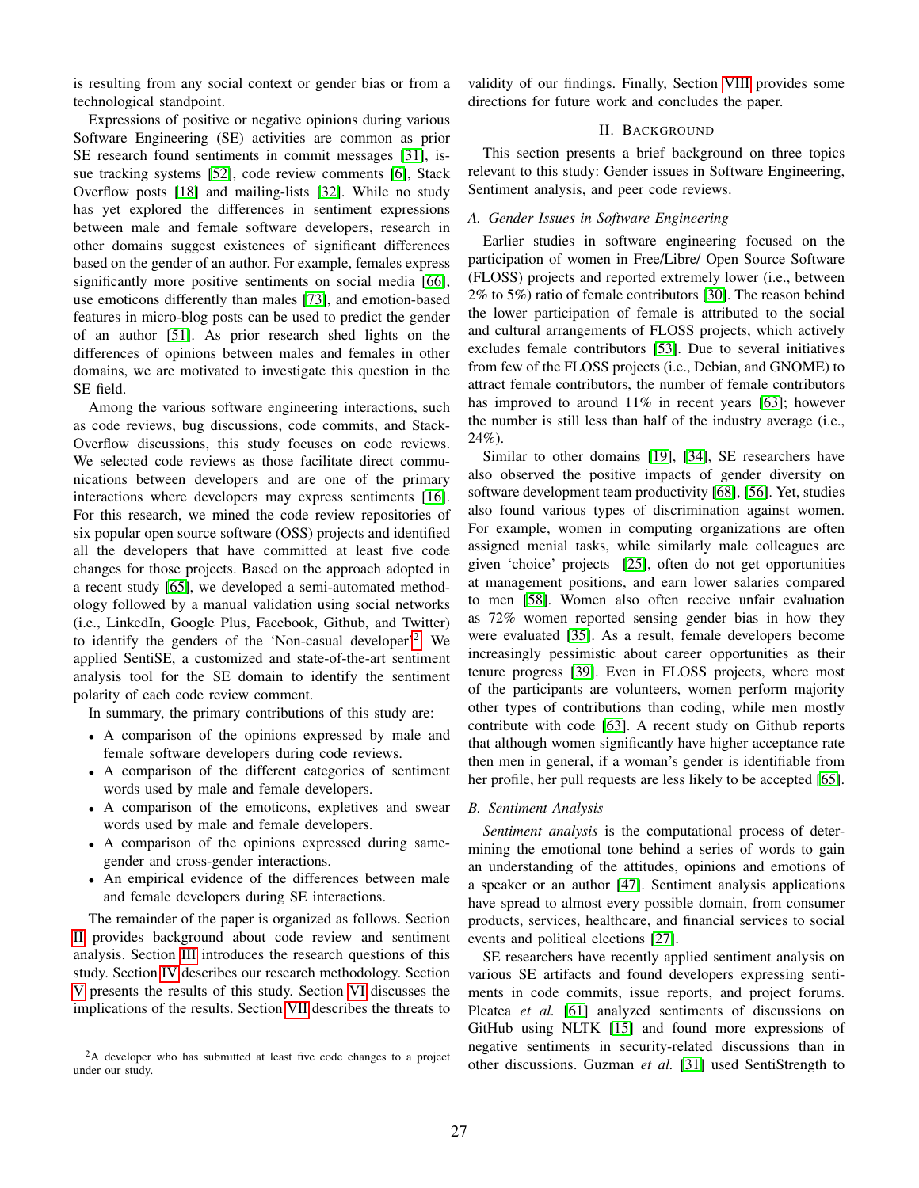is resulting from any social context or gender bias or from a technological standpoint.

Expressions of positive or negative opinions during various Software Engineering (SE) activities are common as prior SE research found sentiments in commit messages [31], issue tracking systems [52], code review comments [6], Stack Overflow posts [18] and mailing-lists [32]. While no study has yet explored the differences in sentiment expressions between male and female software developers, research in other domains suggest existences of significant differences based on the gender of an author. For example, females express significantly more positive sentiments on social media [66], use emoticons differently than males [73], and emotion-based features in micro-blog posts can be used to predict the gender of an author [51]. As prior research shed lights on the differences of opinions between males and females in other domains, we are motivated to investigate this question in the SE field.

Among the various software engineering interactions, such as code reviews, bug discussions, code commits, and StackOverflow discussions, this study focuses on code reviews. We selected code reviews as those facilitate direct communications between developers and are one of the primary interactions where developers may express sentiments [16]. For this research, we mined the code review repositories of six popular open source software (OSS) projects and identified all the developers that have committed at least five code changes for those projects. Based on the approach adopted in a recent study [65], we developed a semi-automated methodology followed by a manual validation using social networks (i.e., LinkedIn, Google Plus, Facebook, Github, and Twitter) to identify the genders of the 'Non-casual developer'[2]. We applied SentiSE, a customized and state-of-the-art sentiment analysis tool for the SE domain to identify the sentiment polarity of each code review comment.

In summary, the primary contributions of this study are:

- A comparison of the opinions expressed by male and female software developers during code reviews.
- A comparison of the different categories of sentiment words used by male and female developers.
- A comparison of the emoticons, expletives and swear words used by male and female developers.
- A comparison of the opinions expressed during same-gender and cross-gender interactions.
- An empirical evidence of the differences between male and female developers during SE interactions.

The remainder of the paper is organized as follows. Section II provides background about code review and sentiment analysis. Section III introduces the research questions of this study. Section IV describes our research methodology. Section V presents the results of this study. Section VI discusses the implications of the results. Section VII describes the threats to validity of our findings. Finally, Section VIII provides some directions for future work and concludes the paper.

[2]A developer who has submitted at least five code changes to a project under our study.

## II. Background

This section presents a brief background on three topics relevant to this study: Gender issues in Software Engineering, Sentiment analysis, and peer code reviews.

### A. Gender Issues in Software Engineering

Earlier studies in software engineering focused on the participation of women in Free/Libre/ Open Source Software (FLOSS) projects and reported extremely lower (i.e., between 2% to 5%) ratio of female contributors [30]. The reason behind the lower participation of female is attributed to the social and cultural arrangements of FLOSS projects, which actively excludes female contributors [53]. Due to several initiatives from few of the FLOSS projects (i.e., Debian, and GNOME) to attract female contributors, the number of female contributors has improved to around 11% in recent years [63]; however the number is still less than half of the industry average (i.e., 24%).

Similar to other domains [19], [34], SE researchers have also observed the positive impacts of gender diversity on software development team productivity [68], [56]. Yet, studies also found various types of discrimination against women. For example, women in computing organizations are often assigned menial tasks, while similarly male colleagues are given 'choice' projects [25], often do not get opportunities at management positions, and earn lower salaries compared to men [58]. Women also often receive unfair evaluation as 72% women reported sensing gender bias in how they were evaluated [35]. As a result, female developers become increasingly pessimistic about career opportunities as their tenure progress [39]. Even in FLOSS projects, where most of the participants are volunteers, women perform majority other types of contributions than coding, while men mostly contribute with code [63]. A recent study on Github reports that although women significantly have higher acceptance rate then men in general, if a woman's gender is identifiable from her profile, her pull requests are less likely to be accepted [65].

### B. Sentiment Analysis

*Sentiment analysis* is the computational process of determining the emotional tone behind a series of words to gain an understanding of the attitudes, opinions and emotions of a speaker or an author [47]. Sentiment analysis applications have spread to almost every possible domain, from consumer products, services, healthcare, and financial services to social events and political elections [27].

SE researchers have recently applied sentiment analysis on various SE artifacts and found developers expressing sentiments in code commits, issue reports, and project forums. Pleatea *et al.* [61] analyzed sentiments of discussions on GitHub using NLTK [15] and found more expressions of negative sentiments in security-related discussions than in other discussions. Guzman *et al.* [31] used SentiStrength to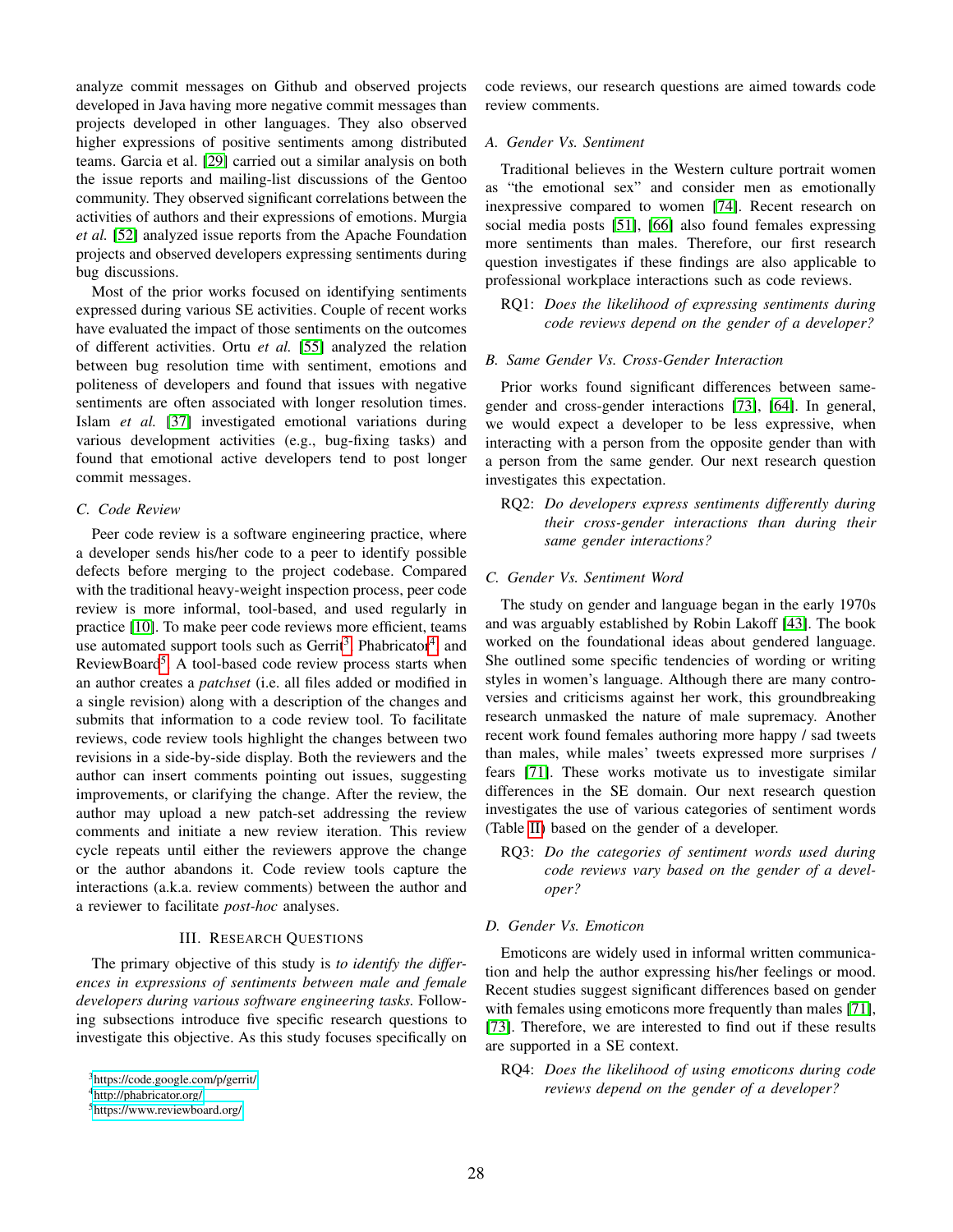analyze commit messages on Github and observed projects developed in Java having more negative commit messages than projects developed in other languages. They also observed higher expressions of positive sentiments among distributed teams. Garcia et al. [29] carried out a similar analysis on both the issue reports and mailing-list discussions of the Gentoo community. They observed significant correlations between the activities of authors and their expressions of emotions. Murgia *et al.* [52] analyzed issue reports from the Apache Foundation projects and observed developers expressing sentiments during bug discussions.

Most of the prior works focused on identifying sentiments expressed during various SE activities. Couple of recent works have evaluated the impact of those sentiments on the outcomes of different activities. Ortu *et al.* [55] analyzed the relation between bug resolution time with sentiment, emotions and politeness of developers and found that issues with negative sentiments are often associated with longer resolution times. Islam *et al.* [37] investigated emotional variations during various development activities (e.g., bug-fixing tasks) and found that emotional active developers tend to post longer commit messages.

### C. Code Review

Peer code review is a software engineering practice, where a developer sends his/her code to a peer to identify possible defects before merging to the project codebase. Compared with the traditional heavy-weight inspection process, peer code review is more informal, tool-based, and used regularly in practice [10]. To make peer code reviews more efficient, teams use automated support tools such as Gerrit[3], Phabricator[4], and ReviewBoard[5]. A tool-based code review process starts when an author creates a *patchset* (i.e. all files added or modified in a single revision) along with a description of the changes and submits that information to a code review tool. To facilitate reviews, code review tools highlight the changes between two revisions in a side-by-side display. Both the reviewers and the author can insert comments pointing out issues, suggesting improvements, or clarifying the change. After the review, the author may upload a new patch-set addressing the review comments and initiate a new review iteration. This review cycle repeats until either the reviewers approve the change or the author abandons it. Code review tools capture the interactions (a.k.a. review comments) between the author and a reviewer to facilitate *post-hoc* analyses.

## III. Research Questions

The primary objective of this study is *to identify the differences in expressions of sentiments between male and female developers during various software engineering tasks.* Following subsections introduce five specific research questions to investigate this objective. As this study focuses specifically on code reviews, our research questions are aimed towards code review comments.

### A. Gender Vs. Sentiment

Traditional believes in the Western culture portrait women as "the emotional sex" and consider men as emotionally inexpressive compared to women [74]. Recent research on social media posts [51], [66] also found females expressing more sentiments than males. Therefore, our first research question investigates if these findings are also applicable to professional workplace interactions such as code reviews.

RQ1: *Does the likelihood of expressing sentiments during code reviews depend on the gender of a developer?*

### B. Same Gender Vs. Cross-Gender Interaction

Prior works found significant differences between same-gender and cross-gender interactions [73], [64]. In general, we would expect a developer to be less expressive, when interacting with a person from the opposite gender than with a person from the same gender. Our next research question investigates this expectation.

RQ2: *Do developers express sentiments differently during their cross-gender interactions than during their same gender interactions?*

### C. Gender Vs. Sentiment Word

The study on gender and language began in the early 1970s and was arguably established by Robin Lakoff [43]. The book worked on the foundational ideas about gendered language. She outlined some specific tendencies of wording or writing styles in women's language. Although there are many controversies and criticisms against her work, this groundbreaking research unmasked the nature of male supremacy. Another recent work found females authoring more happy / sad tweets than males, while males' tweets expressed more surprises / fears [71]. These works motivate us to investigate similar differences in the SE domain. Our next research question investigates the use of various categories of sentiment words (Table II) based on the gender of a developer.

RQ3: *Do the categories of sentiment words used during code reviews vary based on the gender of a developer?*

### D. Gender Vs. Emoticon

Emoticons are widely used in informal written communication and help the author expressing his/her feelings or mood. Recent studies suggest significant differences based on gender with females using emoticons more frequently than males [71], [73]. Therefore, we are interested to find out if these results are supported in a SE context.

RQ4: *Does the likelihood of using emoticons during code reviews depend on the gender of a developer?*

[3] https://code.google.com/p/gerrit/

[4] http://phabricator.org/

[5] https://www.reviewboard.org/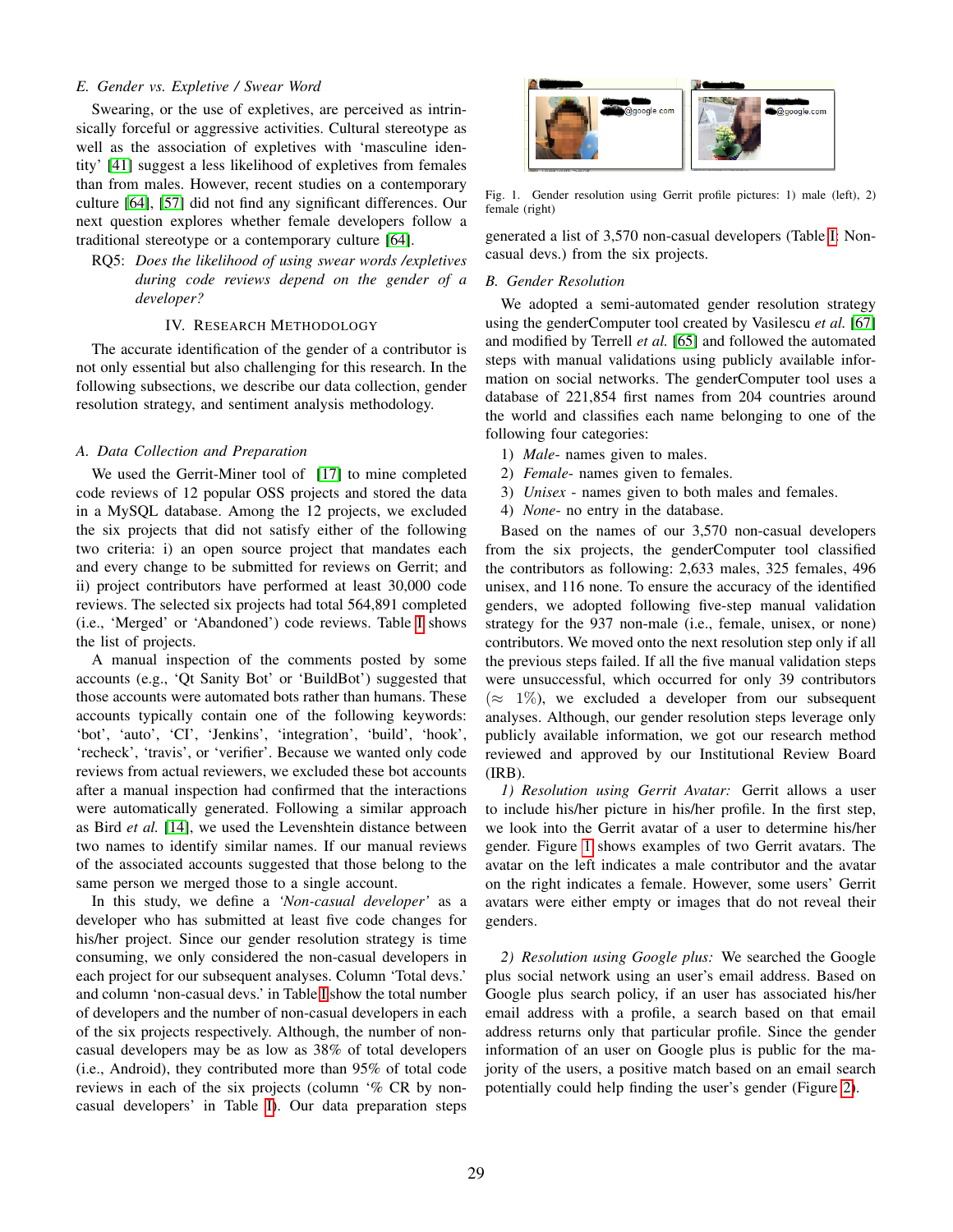### E. Gender vs. Expletive / Swear Word

Swearing, or the use of expletives, are perceived as intrinsically forceful or aggressive activities. Cultural stereotype as well as the association of expletives with 'masculine identity' [41] suggest a less likelihood of expletives from females than from males. However, recent studies on a contemporary culture [64], [57] did not find any significant differences. Our next question explores whether female developers follow a traditional stereotype or a contemporary culture [64].

RQ5: *Does the likelihood of using swear words /expletives during code reviews depend on the gender of a developer?*

## IV. Research Methodology

The accurate identification of the gender of a contributor is not only essential but also challenging for this research. In the following subsections, we describe our data collection, gender resolution strategy, and sentiment analysis methodology.

### A. Data Collection and Preparation

We used the Gerrit-Miner tool of [17] to mine completed code reviews of 12 popular OSS projects and stored the data in a MySQL database. Among the 12 projects, we excluded the six projects that did not satisfy either of the following two criteria: i) an open source project that mandates each and every change to be submitted for reviews on Gerrit; and ii) project contributors have performed at least 30,000 code reviews. The selected six projects had total 564,891 completed (i.e., 'Merged' or 'Abandoned') code reviews. Table I shows the list of projects.

A manual inspection of the comments posted by some accounts (e.g., 'Qt Sanity Bot' or 'BuildBot') suggested that those accounts were automated bots rather than humans. These accounts typically contain one of the following keywords: 'bot', 'auto', 'CI', 'Jenkins', 'integration', 'build', 'hook', 'recheck', 'travis', or 'verifier'. Because we wanted only code reviews from actual reviewers, we excluded these bot accounts after a manual inspection had confirmed that the interactions were automatically generated. Following a similar approach as Bird *et al.* [14], we used the Levenshtein distance between two names to identify similar names. If our manual reviews of the associated accounts suggested that those belong to the same person we merged those to a single account.

In this study, we define a *'Non-casual developer'* as a developer who has submitted at least five code changes for his/her project. Since our gender resolution strategy is time consuming, we only considered the non-casual developers in each project for our subsequent analyses. Column 'Total devs.' and column 'non-casual devs.' in Table I show the total number of developers and the number of non-casual developers in each of the six projects respectively. Although, the number of non-casual developers may be as low as 38% of total developers (i.e., Android), they contributed more than 95% of total code reviews in each of the six projects (column '% CR by non-casual developers' in Table I). Our data preparation steps generated a list of 3,570 non-casual developers (Table I: Non-casual devs.) from the six projects.

Fig. 1. Gender resolution using Gerrit profile pictures: 1) male (left), 2) female (right)

### B. Gender Resolution

We adopted a semi-automated gender resolution strategy using the genderComputer tool created by Vasilescu *et al.* [67] and modified by Terrell *et al.* [65] and followed the automated steps with manual validations using publicly available information on social networks. The genderComputer tool uses a database of 221,854 first names from 204 countries around the world and classifies each name belonging to one of the following four categories:

1) *Male*- names given to males.
2) *Female*- names given to females.
3) *Unisex* - names given to both males and females.
4) *None*- no entry in the database.

Based on the names of our 3,570 non-casual developers from the six projects, the genderComputer tool classified the contributors as following: 2,633 males, 325 females, 496 unisex, and 116 none. To ensure the accuracy of the identified genders, we adopted following five-step manual validation strategy for the 937 non-male (i.e., female, unisex, or none) contributors. We moved onto the next resolution step only if all the previous steps failed. If all the five manual validation steps were unsuccessful, which occurred for only 39 contributors ($\approx$ 1%), we excluded a developer from our subsequent analyses. Although, our gender resolution steps leverage only publicly available information, we got our research method reviewed and approved by our Institutional Review Board (IRB).

*1) Resolution using Gerrit Avatar:* Gerrit allows a user to include his/her picture in his/her profile. In the first step, we look into the Gerrit avatar of a user to determine his/her gender. Figure 1 shows examples of two Gerrit avatars. The avatar on the left indicates a male contributor and the avatar on the right indicates a female. However, some users' Gerrit avatars were either empty or images that do not reveal their genders.

*2) Resolution using Google plus:* We searched the Google plus social network using an user's email address. Based on Google plus search policy, if an user has associated his/her email address with a profile, a search based on that email address returns only that particular profile. Since the gender information of an user on Google plus is public for the majority of the users, a positive match based on an email search potentially could help finding the user's gender (Figure 2).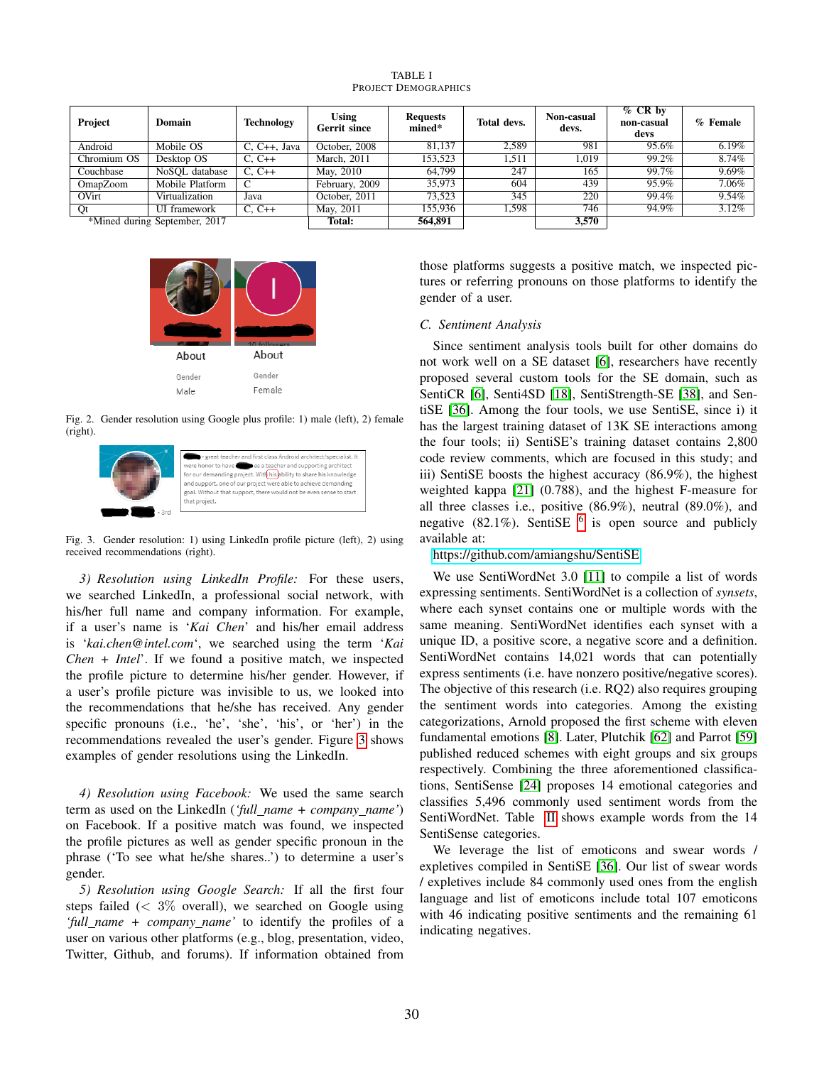TABLE I
PROJECT DEMOGRAPHICS

| Project | Domain | Technology | Using Gerrit since | Requests mined* | Total devs. | Non-casual devs. | % CR by non-casual devs | % Female |
|---|---|---|---|---|---|---|---|---|
| Android | Mobile OS | C, C++, Java | October, 2008 | 81,137 | 2,589 | 981 | 95.6% | 6.19% |
| Chromium OS | Desktop OS | C, C++ | March, 2011 | 153,523 | 1,511 | 1,019 | 99.2% | 8.74% |
| Couchbase | NoSQL database | C, C++ | May, 2010 | 64,799 | 247 | 165 | 99.7% | 9.69% |
| OmapZoom | Mobile Platform | C | February, 2009 | 35,973 | 604 | 439 | 95.9% | 7.06% |
| OVirt | Virtualization | Java | October, 2011 | 73,523 | 345 | 220 | 99.4% | 9.54% |
| Qt | UI framework | C, C++ | May, 2011 | 155,936 | 1,598 | 746 | 94.9% | 3.12% |
| | | | Total: | 564,891 | | 3,570 | | |

*Mined during September, 2017

Fig. 2. Gender resolution using Google plus profile: 1) male (left), 2) female (right).

Fig. 3. Gender resolution: 1) using LinkedIn profile picture (left), 2) using received recommendations (right).

*3) Resolution using LinkedIn Profile:* For these users, we searched LinkedIn, a professional social network, with his/her full name and company information. For example, if a user's name is '*Kai Chen*' and his/her email address is '*kai.chen@intel.com*', we searched using the term '*Kai Chen + Intel*'. If we found a positive match, we inspected the profile picture to determine his/her gender. However, if a user's profile picture was invisible to us, we looked into the recommendations that he/she has received. Any gender specific pronouns (i.e., 'he', 'she', 'his', or 'her') in the recommendations revealed the user's gender. Figure 3 shows examples of gender resolutions using the LinkedIn.

*4) Resolution using Facebook:* We used the same search term as used on the LinkedIn ('*full_name + company_name*') on Facebook. If a positive match was found, we inspected the profile pictures as well as gender specific pronoun in the phrase ('To see what he/she shares..') to determine a user's gender.

*5) Resolution using Google Search:* If all the first four steps failed ($<3\%$ overall), we searched on Google using '*full_name + company_name*' to identify the profiles of a user on various other platforms (e.g., blog, presentation, video, Twitter, Github, and forums). If information obtained from those platforms suggests a positive match, we inspected pictures or referring pronouns on those platforms to identify the gender of a user.

### C. Sentiment Analysis

Since sentiment analysis tools built for other domains do not work well on a SE dataset [6], researchers have recently proposed several custom tools for the SE domain, such as SentiCR [6], Senti4SD [18], SentiStrength-SE [38], and SentiSE [36]. Among the four tools, we use SentiSE, since i) it has the largest training dataset of 13K SE interactions among the four tools; ii) SentiSE's training dataset contains 2,800 code review comments, which are focused in this study; and iii) SentiSE boosts the highest accuracy (86.9%), the highest weighted kappa [21] (0.788), and the highest F-measure for all three classes i.e., positive (86.9%), neutral (89.0%), and negative (82.1%). SentiSE [6] is open source and publicly available at:

https://github.com/amiangshu/SentiSE

We use SentiWordNet 3.0 [11] to compile a list of words expressing sentiments. SentiWordNet is a collection of *synsets*, where each synset contains one or multiple words with the same meaning. SentiWordNet identifies each synset with a unique ID, a positive score, a negative score and a definition. SentiWordNet contains 14,021 words that can potentially express sentiments (i.e. have nonzero positive/negative scores). The objective of this research (i.e. RQ2) also requires grouping the sentiment words into categories. Among the existing categorizations, Arnold proposed the first scheme with eleven fundamental emotions [8]. Later, Plutchik [62] and Parrot [59] published reduced schemes with eight groups and six groups respectively. Combining the three aforementioned classifications, SentiSense [24] proposes 14 emotional categories and classifies 5,496 commonly used sentiment words from the SentiWordNet. Table II shows example words from the 14 SentiSense categories.

We leverage the list of emoticons and swear words / expletives compiled in SentiSE [36]. Our list of swear words / expletives include 84 commonly used ones from the english language and list of emoticons include total 107 emoticons with 46 indicating positive sentiments and the remaining 61 indicating negatives.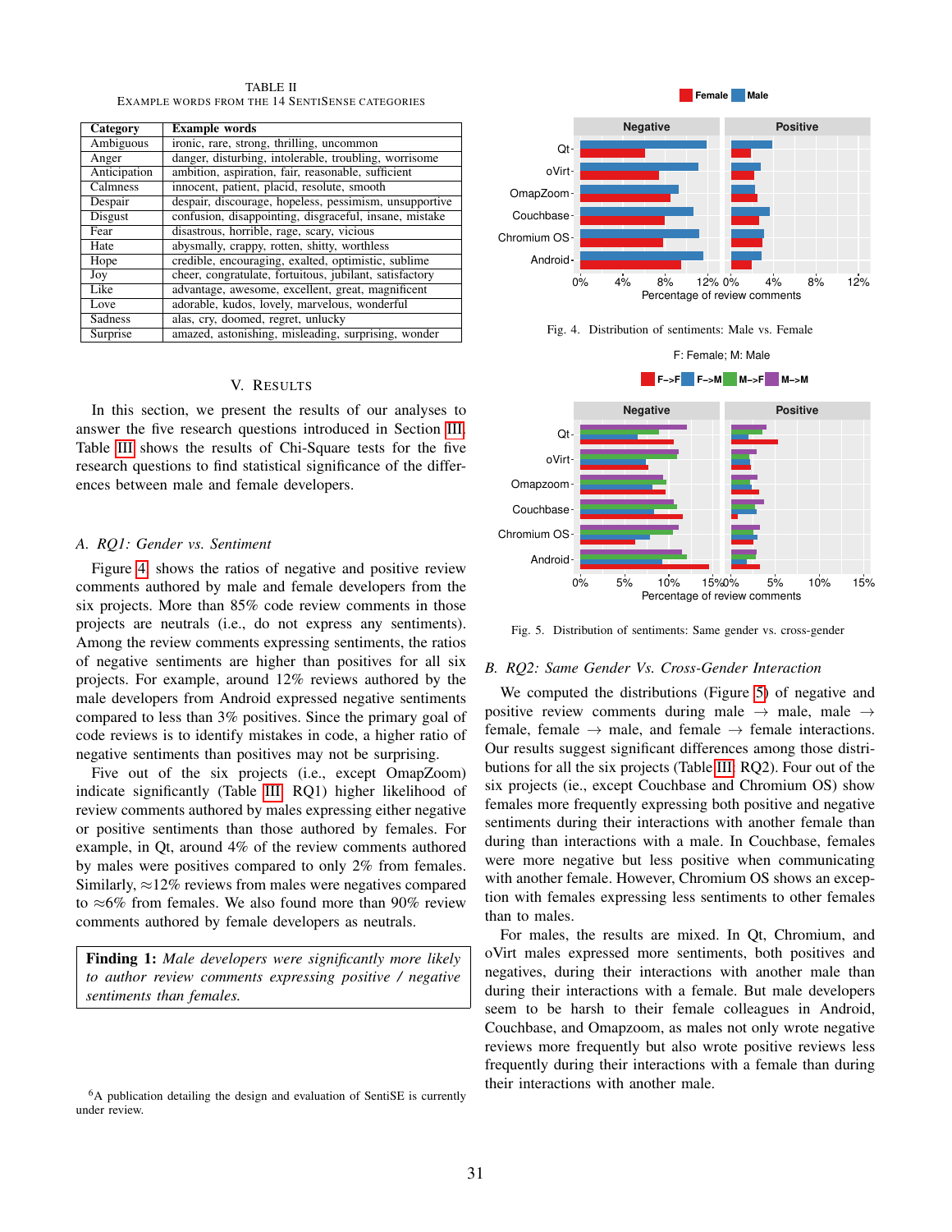TABLE II
EXAMPLE WORDS FROM THE 14 SENTISENSE CATEGORIES

| Category | Example words |
|---|---|
| Ambiguous | ironic, rare, strong, thrilling, uncommon |
| Anger | danger, disturbing, intolerable, troubling, worrisome |
| Anticipation | ambition, aspiration, fair, reasonable, sufficient |
| Calmness | innocent, patient, placid, resolute, smooth |
| Despair | despair, discourage, hopeless, pessimism, unsupportive |
| Disgust | confusion, disappointing, disgraceful, insane, mistake |
| Fear | disastrous, horrible, rage, scary, vicious |
| Hate | abysmally, crappy, rotten, shitty, worthless |
| Hope | credible, encouraging, exalted, optimistic, sublime |
| Joy | cheer, congratulate, fortuitous, jubilant, satisfactory |
| Like | advantage, awesome, excellent, great, magnificent |
| Love | adorable, kudos, lovely, marvelous, wonderful |
| Sadness | alas, cry, doomed, regret, unlucky |
| Surprise | amazed, astonishing, misleading, surprising, wonder |

## V. RESULTS

In this section, we present the results of our analyses to answer the five research questions introduced in Section III. Table III shows the results of Chi-Square tests for the five research questions to find statistical significance of the differences between male and female developers.

### A. RQ1: Gender vs. Sentiment

Figure 4 shows the ratios of negative and positive review comments authored by male and female developers from the six projects. More than 85% code review comments in those projects are neutrals (i.e., do not express any sentiments). Among the review comments expressing sentiments, the ratios of negative sentiments are higher than positives for all six projects. For example, around 12% reviews authored by the male developers from Android expressed negative sentiments compared to less than 3% positives. Since the primary goal of code reviews is to identify mistakes in code, a higher ratio of negative sentiments than positives may not be surprising.

Five out of the six projects (i.e., except OmapZoom) indicate significantly (Table III, RQ1) higher likelihood of review comments authored by males expressing either negative or positive sentiments than those authored by females. For example, in Qt, around 4% of the review comments authored by males were positives compared to only 2% from females. Similarly, ≈12% reviews from males were negatives compared to ≈6% from females. We also found more than 90% review comments authored by female developers as neutrals.

> **Finding 1:** *Male developers were significantly more likely to author review comments expressing positive / negative sentiments than females.*

Fig. 4. Distribution of sentiments: Male vs. Female

Fig. 5. Distribution of sentiments: Same gender vs. cross-gender

### B. RQ2: Same Gender Vs. Cross-Gender Interaction

We computed the distributions (Figure 5) of negative and positive review comments during male → male, male → female, female → male, and female → female interactions. Our results suggest significant differences among those distributions for all the six projects (Table III, RQ2). Four out of the six projects (ie., except Couchbase and Chromium OS) show females more frequently expressing both positive and negative sentiments during their interactions with another female than during than interactions with a male. In Couchbase, females were more negative but less positive when communicating with another female. However, Chromium OS shows an exception with females expressing less sentiments to other females than to males.

For males, the results are mixed. In Qt, Chromium, and oVirt males expressed more sentiments, both positives and negatives, during their interactions with another male than during their interactions with a female. But male developers seem to be harsh to their female colleagues in Android, Couchbase, and Omapzoom, as males not only wrote negative reviews more frequently but also wrote positive reviews less frequently during their interactions with a female than during their interactions with another male.

[6]A publication detailing the design and evaluation of SentiSE is currently under review.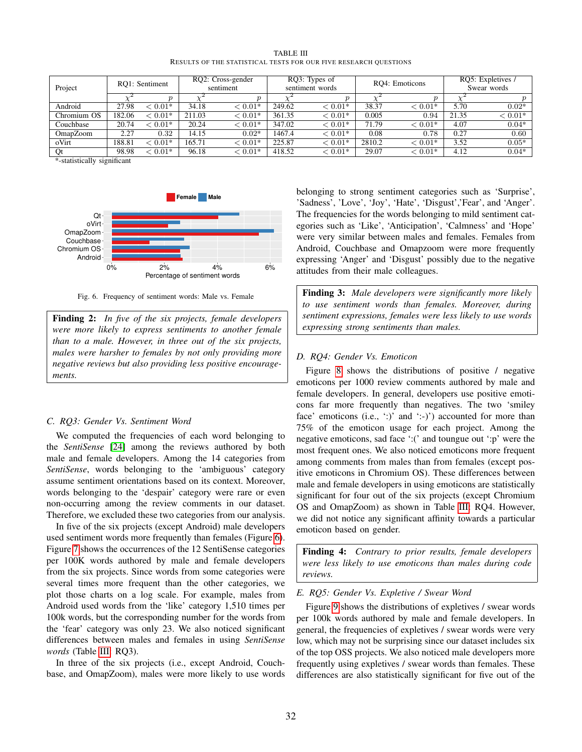TABLE III
RESULTS OF THE STATISTICAL TESTS FOR OUR FIVE RESEARCH QUESTIONS

| Project | RQ1: Sentiment | | RQ2: Cross-gender sentiment | | RQ3: Types of sentiment words | | RQ4: Emoticons | | RQ5: Expletives / Swear words | |
|---|---|---|---|---|---|---|---|---|---|---|
| | $\chi^2$ | $p$ | $\chi^2$ | $p$ | $\chi^2$ | $p$ | $\chi^2$ | $p$ | $\chi^2$ | $p$ |
| Android | 27.98 | $< 0.01$* | 34.18 | $< 0.01$* | 249.62 | $< 0.01$* | 38.37 | $< 0.01$* | 5.70 | 0.02* |
| Chromium OS | 182.06 | $< 0.01$* | 211.03 | $< 0.01$* | 361.35 | $< 0.01$* | 0.005 | 0.94 | 21.35 | $< 0.01$* |
| Couchbase | 20.74 | $< 0.01$* | 20.24 | $< 0.01$* | 347.02 | $< 0.01$* | 71.79 | $< 0.01$* | 4.07 | 0.04* |
| OmapZoom | 2.27 | 0.32 | 14.15 | 0.02* | 1467.4 | $< 0.01$* | 0.08 | 0.78 | 0.27 | 0.60 |
| oVirt | 188.81 | $< 0.01$* | 165.71 | $< 0.01$* | 225.87 | $< 0.01$* | 2810.2 | $< 0.01$* | 3.52 | 0.05* |
| Qt | 98.98 | $< 0.01$* | 96.18 | $< 0.01$* | 418.52 | $< 0.01$* | 29.07 | $< 0.01$* | 4.12 | 0.04* |

*-statistically significant

Fig. 6. Frequency of sentiment words: Male vs. Female

> **Finding 2:** *In five of the six projects, female developers were more likely to express sentiments to another female than to a male. However, in three out of the six projects, males were harsher to females by not only providing more negative reviews but also providing less positive encouragements.*

### C. RQ3: Gender Vs. Sentiment Word

We computed the frequencies of each word belonging to the *SentiSense* [24] among the reviews authored by both male and female developers. Among the 14 categories from *SentiSense*, words belonging to the 'ambiguous' category assume sentiment orientations based on its context. Moreover, words belonging to the 'despair' category were rare or even non-occurring among the review comments in our dataset. Therefore, we excluded these two categories from our analysis.

In five of the six projects (except Android) male developers used sentiment words more frequently than females (Figure 6). Figure 7 shows the occurrences of the 12 SentiSense categories per 100K words authored by male and female developers from the six projects. Since words from some categories were several times more frequent than the other categories, we plot those charts on a log scale. For example, males from Android used words from the 'like' category 1,510 times per 100k words, but the corresponding number for the words from the 'fear' category was only 23. We also noticed significant differences between males and females in using *SentiSense words* (Table III: RQ3).

In three of the six projects (i.e., except Android, Couchbase, and OmapZoom), males were more likely to use words belonging to strong sentiment categories such as 'Surprise', 'Sadness', 'Love', 'Joy', 'Hate', 'Disgust','Fear', and 'Anger'. The frequencies for the words belonging to mild sentiment categories such as 'Like', 'Anticipation', 'Calmness' and 'Hope' were very similar between males and females. Females from Android, Couchbase and Omapzoom were more frequently expressing 'Anger' and 'Disgust' possibly due to the negative attitudes from their male colleagues.

> **Finding 3:** *Male developers were significantly more likely to use sentiment words than females. Moreover, during sentiment expressions, females were less likely to use words expressing strong sentiments than males.*

### D. RQ4: Gender Vs. Emoticon

Figure 8 shows the distributions of positive / negative emoticons per 1000 review comments authored by male and female developers. In general, developers use positive emoticons far more frequently than negatives. The two 'smiley face' emoticons (i.e., ':)' and ':-)') accounted for more than 75% of the emoticon usage for each project. Among the negative emoticons, sad face ':(' and toungue out ':p' were the most frequent ones. We also noticed emoticons more frequent among comments from males than from females (except positive emoticons in Chromium OS). These differences between male and female developers in using emoticons are statistically significant for four out of the six projects (except Chromium OS and OmapZoom) as shown in Table III: RQ4. However, we did not notice any significant affinity towards a particular emoticon based on gender.

> **Finding 4:** *Contrary to prior results, female developers were less likely to use emoticons than males during code reviews.*

### E. RQ5: Gender Vs. Expletive / Swear Word

Figure 9 shows the distributions of expletives / swear words per 100k words authored by male and female developers. In general, the frequencies of expletives / swear words were very low, which may not be surprising since our dataset includes six of the top OSS projects. We also noticed male developers more frequently using expletives / swear words than females. These differences are also statistically significant for five out of the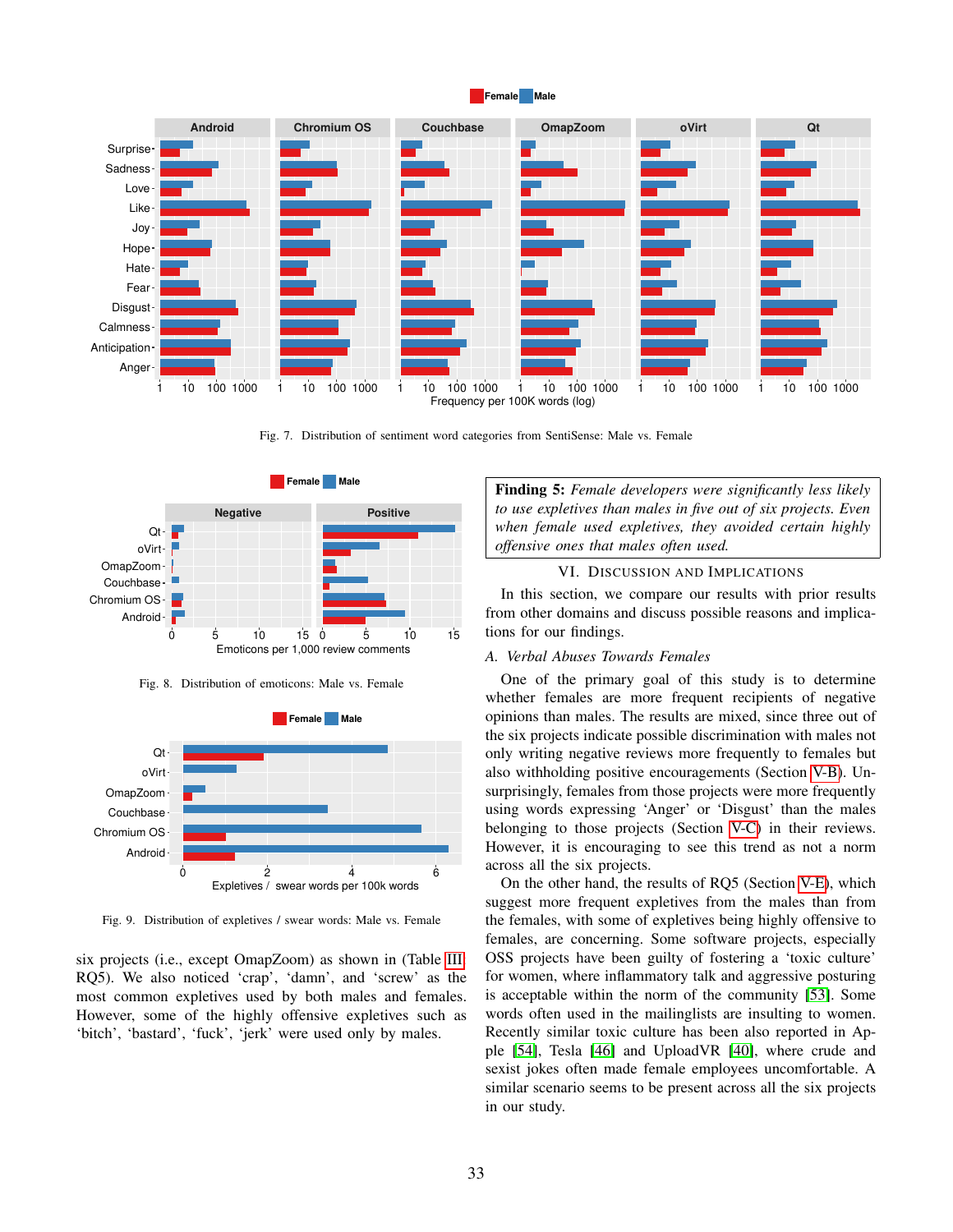Fig. 7. Distribution of sentiment word categories from SentiSense: Male vs. Female

Fig. 8. Distribution of emoticons: Male vs. Female

Fig. 9. Distribution of expletives / swear words: Male vs. Female

six projects (i.e., except OmapZoom) as shown in (Table III RQ5). We also noticed 'crap', 'damn', and 'screw' as the most common expletives used by both males and females. However, some of the highly offensive expletives such as 'bitch', 'bastard', 'fuck', 'jerk' were used only by males.

> **Finding 5:** *Female developers were significantly less likely to use expletives than males in five out of six projects. Even when female used expletives, they avoided certain highly offensive ones that males often used.*

## VI. Discussion and Implications

In this section, we compare our results with prior results from other domains and discuss possible reasons and implications for our findings.

### A. Verbal Abuses Towards Females

One of the primary goal of this study is to determine whether females are more frequent recipients of negative opinions than males. The results are mixed, since three out of the six projects indicate possible discrimination with males not only writing negative reviews more frequently to females but also withholding positive encouragements (Section V-B). Unsurprisingly, females from those projects were more frequently using words expressing 'Anger' or 'Disgust' than the males belonging to those projects (Section V-C) in their reviews. However, it is encouraging to see this trend as not a norm across all the six projects.

On the other hand, the results of RQ5 (Section V-E), which suggest more frequent expletives from the males than from the females, with some of expletives being highly offensive to females, are concerning. Some software projects, especially OSS projects have been guilty of fostering a 'toxic culture' for women, where inflammatory talk and aggressive posturing is acceptable within the norm of the community [53]. Some words often used in the mailinglists are insulting to women. Recently similar toxic culture has been also reported in Apple [54], Tesla [46] and UploadVR [40], where crude and sexist jokes often made female employees uncomfortable. A similar scenario seems to be present across all the six projects in our study.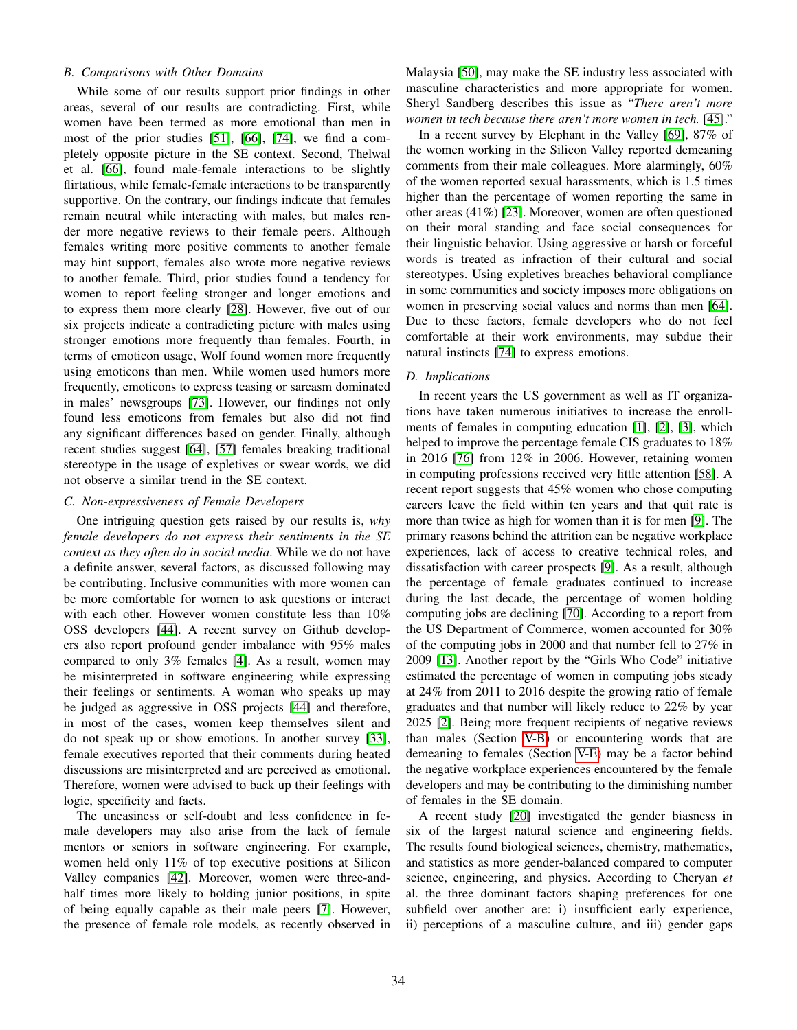### B. Comparisons with Other Domains

While some of our results support prior findings in other areas, several of our results are contradicting. First, while women have been termed as more emotional than men in most of the prior studies [51], [66], [74], we find a completely opposite picture in the SE context. Second, Thelwal et al. [66], found male-female interactions to be slightly flirtatious, while female-female interactions to be transparently supportive. On the contrary, our findings indicate that females remain neutral while interacting with males, but males render more negative reviews to their female peers. Although females writing more positive comments to another female may hint support, females also wrote more negative reviews to another female. Third, prior studies found a tendency for women to report feeling stronger and longer emotions and to express them more clearly [28]. However, five out of our six projects indicate a contradicting picture with males using stronger emotions more frequently than females. Fourth, in terms of emoticon usage, Wolf found women more frequently using emoticons than men. While women used humors more frequently, emoticons to express teasing or sarcasm dominated in males' newsgroups [73]. However, our findings not only found less emotions from females but also did not find any significant differences based on gender. Finally, although recent studies suggest [64], [57] females breaking traditional stereotype in the usage of expletives or swear words, we did not observe a similar trend in the SE context.

### C. Non-expressiveness of Female Developers

One intriguing question gets raised by our results is, *why female developers do not express their sentiments in the SE context as they often do in social media*. While we do not have a definite answer, several factors, as discussed following may be contributing. Inclusive communities with more women can be more comfortable for women to ask questions or interact with each other. However women constitute less than 10% OSS developers [44]. A recent survey on Github developers also report profound gender imbalance with 95% males compared to only 3% females [4]. As a result, women may be misinterpreted in software engineering while expressing their feelings or sentiments. A woman who speaks up may be judged as aggressive in OSS projects [44] and therefore, in most of the cases, women keep themselves silent and do not speak up or show emotions. In another survey [33], female executives reported that their comments during heated discussions are misinterpreted and are perceived as emotional. Therefore, women were advised to back up their feelings with logic, specificity and facts.

The uneasiness or self-doubt and less confidence in female developers may also arise from the lack of female mentors or seniors in software engineering. For example, women held only 11% of top executive positions at Silicon Valley companies [42]. Moreover, women were three-and-half times more likely to holding junior positions, in spite of being equally capable as their male peers [7]. However, the presence of female role models, as recently observed in Malaysia [50], may make the SE industry less associated with masculine characteristics and more appropriate for women. Sheryl Sandberg describes this issue as "*There aren't more women in tech because there aren't more women in tech.* [45]."

In a recent survey by Elephant in the Valley [69], 87% of the women working in the Silicon Valley reported demeaning comments from their male colleagues. More alarmingly, 60% of the women reported sexual harassments, which is 1.5 times higher than the percentage of women reporting the same in other areas (41%) [23]. Moreover, women are often questioned on their moral standing and face social consequences for their linguistic behavior. Using aggressive or harsh or forceful words is treated as infraction of their cultural and social stereotypes. Using expletives breaches behavioral compliance in some communities and society imposes more obligations on women in preserving social values and norms than men [64]. Due to these factors, female developers who do not feel comfortable at their work environments, may subdue their natural instincts [74] to express emotions.

### D. Implications

In recent years the US government as well as IT organizations have taken numerous initiatives to increase the enrollments of females in computing education [1], [2], [3], which helped to improve the percentage female CIS graduates to 18% in 2016 [76] from 12% in 2006. However, retaining women in computing professions received very little attention [58]. A recent report suggests that 45% women who chose computing careers leave the field within ten years and that quit rate is more than twice as high for women than it is for men [9]. The primary reasons behind the attrition can be negative workplace experiences, lack of access to creative technical roles, and dissatisfaction with career prospects [9]. As a result, although the percentage of female graduates continued to increase during the last decade, the percentage of women holding computing jobs are declining [70]. According to a report from the US Department of Commerce, women accounted for 30% of the computing jobs in 2000 and that number fell to 27% in 2009 [13]. Another report by the "Girls Who Code" initiative estimated the percentage of women in computing jobs steady at 24% from 2011 to 2016 despite the growing ratio of female graduates and that number will likely reduce to 22% by year 2025 [2]. Being more frequent recipients of negative reviews than males (Section V-B) or encountering words that are demeaning to females (Section V-E) may be a factor behind the negative workplace experiences encountered by the female developers and may be contributing to the diminishing number of females in the SE domain.

A recent study [20] investigated the gender biasness in six of the largest natural science and engineering fields. The results found biological sciences, chemistry, mathematics, and statistics as more gender-balanced compared to computer science, engineering, and physics. According to Cheryan *et* al. the three dominant factors shaping preferences for one subfield over another are: i) insufficient early experience, ii) perceptions of a masculine culture, and iii) gender gaps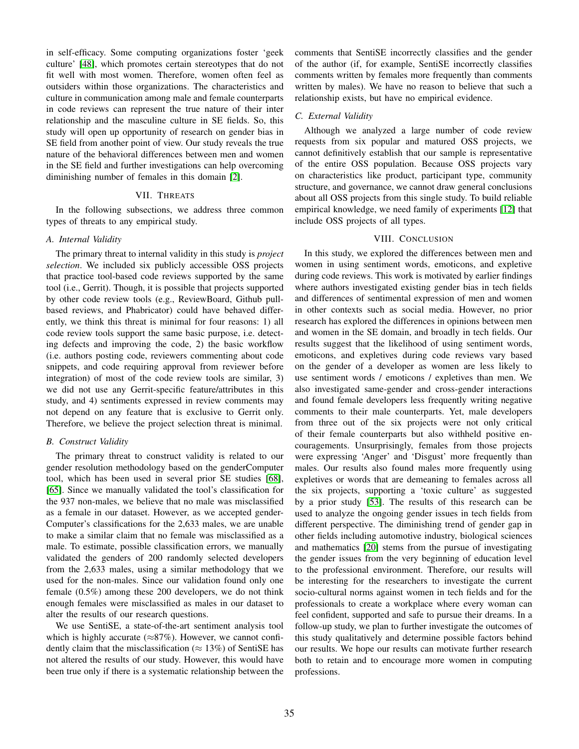in self-efficacy. Some computing organizations foster 'geek culture' [48], which promotes certain stereotypes that do not fit well with most women. Therefore, women often feel as outsiders within those organizations. The characteristics and culture in communication among male and female counterparts in code reviews can represent the true nature of their inter relationship and the masculine culture in SE fields. So, this study will open up opportunity of research on gender bias in SE field from another point of view. Our study reveals the true nature of the behavioral differences between men and women in the SE field and further investigations can help overcoming diminishing number of females in this domain [2].

## VII. Threats

In the following subsections, we address three common types of threats to any empirical study.

### A. Internal Validity

The primary threat to internal validity in this study is *project selection*. We included six publicly accessible OSS projects that practice tool-based code reviews supported by the same tool (i.e., Gerrit). Though, it is possible that projects supported by other code review tools (e.g., ReviewBoard, Github pull-based reviews, and Phabricator) could have behaved differently, we think this threat is minimal for four reasons: 1) all code review tools support the same basic purpose, i.e. detecting defects and improving the code, 2) the basic workflow (i.e. authors posting code, reviewers commenting about code snippets, and code requiring approval from reviewer before integration) of most of the code review tools are similar, 3) we did not use any Gerrit-specific feature/attributes in this study, and 4) sentiments expressed in review comments may not depend on any feature that is exclusive to Gerrit only. Therefore, we believe the project selection threat is minimal.

### B. Construct Validity

The primary threat to construct validity is related to our gender resolution methodology based on the genderComputer tool, which has been used in several prior SE studies [68], [65]. Since we manually validated the tool's classification for the 937 non-males, we believe that no male was misclassified as a female in our dataset. However, as we accepted genderComputer's classifications for the 2,633 males, we are unable to make a similar claim that no female was misclassified as a male. To estimate, possible classification errors, we manually validated the genders of 200 randomly selected developers from the 2,633 males, using a similar methodology that we used for the non-males. Since our validation found only one female (0.5%) among these 200 developers, we do not think enough females were misclassified as males in our dataset to alter the results of our research questions.

We use SentiSE, a state-of-the-art sentiment analysis tool which is highly accurate ($\approx$87%). However, we cannot confidently claim that the misclassification ($\approx$ 13%) of SentiSE has not altered the results of our study. However, this would have been true only if there is a systematic relationship between the comments that SentiSE incorrectly classifies and the gender of the author (if, for example, SentiSE incorrectly classifies comments written by females more frequently than comments written by males). We have no reason to believe that such a relationship exists, but have no empirical evidence.

### C. External Validity

Although we analyzed a large number of code review requests from six popular and matured OSS projects, we cannot definitively establish that our sample is representative of the entire OSS population. Because OSS projects vary on characteristics like product, participant type, community structure, and governance, we cannot draw general conclusions about all OSS projects from this single study. To build reliable empirical knowledge, we need family of experiments [12] that include OSS projects of all types.

## VIII. Conclusion

In this study, we explored the differences between men and women in using sentiment words, emoticons, and expletive during code reviews. This work is motivated by earlier findings where authors investigated existing gender bias in tech fields and differences of sentimental expression of men and women in other contexts such as social media. However, no prior research has explored the differences in opinions between men and women in the SE domain, and broadly in tech fields. Our results suggest that the likelihood of using sentiment words, emoticons, and expletives during code reviews vary based on the gender of a developer as women are less likely to use sentiment words / emoticons / expletives than men. We also investigated same-gender and cross-gender interactions and found female developers less frequently writing negative comments to their male counterparts. Yet, male developers from three out of the six projects were not only critical of their female counterparts but also withheld positive encouragements. Unsurprisingly, females from those projects were expressing 'Anger' and 'Disgust' more frequently than males. Our results also found males more frequently using expletives or words that are demeaning to females across all the six projects, supporting a 'toxic culture' as suggested by a prior study [53]. The results of this research can be used to analyze the ongoing gender issues in tech fields from different perspective. The diminishing trend of gender gap in other fields including automotive industry, biological sciences and mathematics [20] stems from the pursue of investigating the gender issues from the very beginning of education level to the professional environment. Therefore, our results will be interesting for the researchers to investigate the current socio-cultural norms against women in tech fields and for the professionals to create a workplace where every woman can feel confident, supported and safe to pursue their dreams. In a follow-up study, we plan to further investigate the outcomes of this study qualitatively and determine possible factors behind our results. We hope our results can motivate further research both to retain and to encourage more women in computing professions.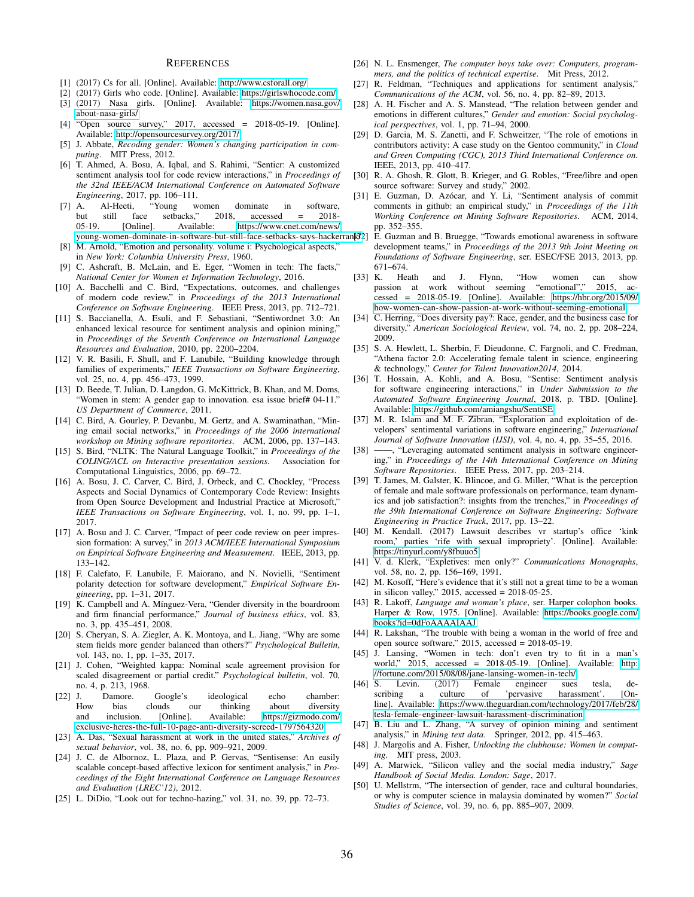# References

[1] (2017) Cs for all. [Online]. Available: http://www.csforall.org/

[2] (2017) Girls who code. [Online]. Available: https://girlswhocode.com/

[3] (2017) Nasa girls. [Online]. Available: https://women.nasa.gov/about-nasa-girls/

[4] "Open source survey," 2017, accessed = 2018-05-19. [Online]. Available: http://opensourcesurvey.org/2017/

[5] J. Abbate, *Recoding gender: Women's changing participation in computing*. MIT Press, 2012.

[6] T. Ahmed, A. Bosu, A. Iqbal, and S. Rahimi, "Senticr: A customized sentiment analysis tool for code review interactions," in *Proceedings of the 32nd IEEE/ACM International Conference on Automated Software Engineering*, 2017, pp. 106–111.

[7] A. Al-Heeti, "Young women dominate in software, but still face setbacks," 2018, accessed = 2018-05-19. [Online]. Available: https://www.cnet.com/news/young-women-dominate-in-software-but-still-face-setbacks-says-hackerrank/

[8] M. Arnold, "Emotion and personality. volume i: Psychological aspects," in *New York: Columbia University Press*, 1960.

[9] C. Ashcraft, B. McLain, and E. Eger, "Women in tech: The facts," *National Center for Women et Information Technology*, 2016.

[10] A. Bacchelli and C. Bird, "Expectations, outcomes, and challenges of modern code review," in *Proceedings of the 2013 International Conference on Software Engineering*. IEEE Press, 2013, pp. 712–721.

[11] S. Baccianella, A. Esuli, and F. Sebastiani, "Sentiwordnet 3.0: An enhanced lexical resource for sentiment analysis and opinion mining," in *Proceedings of the Seventh Conference on International Language Resources and Evaluation*, 2010, pp. 2200–2204.

[12] V. R. Basili, F. Shull, and F. Lanubile, "Building knowledge through families of experiments," *IEEE Transactions on Software Engineering*, vol. 25, no. 4, pp. 456–473, 1999.

[13] D. Beede, T. Julian, D. Langdon, G. McKittrick, B. Khan, and M. Doms, "Women in stem: A gender gap to innovation. esa issue brief# 04-11." *US Department of Commerce*, 2011.

[14] C. Bird, A. Gourley, P. Devanbu, M. Gertz, and A. Swaminathan, "Mining email social networks," in *Proceedings of the 2006 international workshop on Mining software repositories*. ACM, 2006, pp. 137–143.

[15] S. Bird, "NLTK: The Natural Language Toolkit," in *Proceedings of the COLING/ACL on Interactive presentation sessions*. Association for Computational Linguistics, 2006, pp. 69–72.

[16] A. Bosu, J. C. Carver, C. Bird, J. Orbeck, and C. Chockley, "Process Aspects and Social Dynamics of Contemporary Code Review: Insights from Open Source Development and Industrial Practice at Microsoft," *IEEE Transactions on Software Engineering*, vol. 1, no. 99, pp. 1–1, 2017.

[17] A. Bosu and J. C. Carver, "Impact of peer code review on peer impression formation: A survey," in *2013 ACM/IEEE International Symposium on Empirical Software Engineering and Measurement*. IEEE, 2013, pp. 133–142.

[18] F. Calefato, F. Lanubile, F. Maiorano, and N. Novielli, "Sentiment polarity detection for software development," *Empirical Software Engineering*, pp. 1–31, 2017.

[19] K. Campbell and A. Mínguez-Vera, "Gender diversity in the boardroom and firm financial performance," *Journal of business ethics*, vol. 83, no. 3, pp. 435–451, 2008.

[20] S. Cheryan, S. A. Ziegler, A. K. Montoya, and L. Jiang, "Why are some stem fields more gender balanced than others?" *Psychological Bulletin*, vol. 143, no. 1, pp. 1–35, 2017.

[21] J. Cohen, "Weighted kappa: Nominal scale agreement provision for scaled disagreement or partial credit." *Psychological bulletin*, vol. 70, no. 4, p. 213, 1968.

[22] J. Damore. Google's ideological echo chamber: How bias clouds our thinking about diversity and inclusion. [Online]. Available: https://gizmodo.com/exclusive-heres-the-full-10-page-anti-diversity-screed-1797564320

[23] A. Das, "Sexual harassment at work in the united states," *Archives of sexual behavior*, vol. 38, no. 6, pp. 909–921, 2009.

[24] J. C. de Albornoz, L. Plaza, and P. Gervas, "Sentisense: An easily scalable concept-based affective lexicon for sentiment analysis," in *Proceedings of the Eight International Conference on Language Resources and Evaluation (LREC'12)*, 2012.

[25] L. DiDio, "Look out for techno-hazing," vol. 31, no. 39, pp. 72–73.

[26] N. L. Ensmenger, *The computer boys take over: Computers, programmers, and the politics of technical expertise*. Mit Press, 2012.

[27] R. Feldman, "Techniques and applications for sentiment analysis," *Communications of the ACM*, vol. 56, no. 4, pp. 82–89, 2013.

[28] A. H. Fischer and A. S. Manstead, "The relation between gender and emotions in different cultures," *Gender and emotion: Social psychological perspectives*, vol. 1, pp. 71–94, 2000.

[29] D. Garcia, M. S. Zanetti, and F. Schweitzer, "The role of emotions in contributors activity: A case study on the Gentoo community," in *Cloud and Green Computing (CGC), 2013 Third International Conference on*. IEEE, 2013, pp. 410–417.

[30] R. A. Ghosh, R. Glott, B. Krieger, and G. Robles, "Free/libre and open source software: Survey and study," 2002.

[31] E. Guzman, D. Azócar, and Y. Li, "Sentiment analysis of commit comments in github: an empirical study," in *Proceedings of the 11th Working Conference on Mining Software Repositories*. ACM, 2014, pp. 352–355.

[32] E. Guzman and B. Bruegge, "Towards emotional awareness in software development teams," in *Proceedings of the 2013 9th Joint Meeting on Foundations of Software Engineering*, ser. ESEC/FSE 2013, 2013, pp. 671–674.

[33] K. Heath and J. Flynn, "How women can show passion at work without seeming "emotional"," 2015, accessed = 2018-05-19. [Online]. Available: https://hbr.org/2015/09/how-women-can-show-passion-at-work-without-seeming-emotional

[34] C. Herring, "Does diversity pay?: Race, gender, and the business case for diversity," *American Sociological Review*, vol. 74, no. 2, pp. 208–224, 2009.

[35] S. A. Hewlett, L. Sherbin, F. Dieudonne, C. Fargnoli, and C. Fredman, "Athena factor 2.0: Accelerating female talent in science, engineering & technology," *Center for Talent Innovation2014*, 2014.

[36] T. Hossain, A. Kohli, and A. Bosu, "Sentise: Sentiment analysis for software engineering interactions," in *Under Submission to the Automated Software Engineering Journal*, 2018, p. TBD. [Online]. Available: https://github.com/amiangshu/SentiSE

[37] M. R. Islam and M. F. Zibran, "Exploration and exploitation of developers' sentimental variations in software engineering," *International Journal of Software Innovation (IJSI)*, vol. 4, no. 4, pp. 35–55, 2016.

[38] ——, "Leveraging automated sentiment analysis in software engineering," in *Proceedings of the 14th International Conference on Mining Software Repositories*. IEEE Press, 2017, pp. 203–214.

[39] T. James, M. Galster, K. Blincoe, and G. Miller, "What is the perception of female and male software professionals on performance, team dynamics and job satisfaction?: insights from the trenches," in *Proceedings of the 39th International Conference on Software Engineering: Software Engineering in Practice Track*, 2017, pp. 13–22.

[40] M. Kendall. (2017) Lawsuit describes vr startup's office 'kink room,' parties 'rife with sexual impropriety'. [Online]. Available: https://tinyurl.com/y8fbuuo5

[41] V. d. Klerk, "Expletives: men only?" *Communications Monographs*, vol. 58, no. 2, pp. 156–169, 1991.

[42] M. Kosoff, "Here's evidence that it's still not a great time to be a woman in silicon valley," 2015, accessed = 2018-05-25.

[43] R. Lakoff, *Language and woman's place*, ser. Harper colophon books. Harper & Row, 1975. [Online]. Available: https://books.google.com/books?id=0dFoAAAAIAAJ

[44] R. Lakshan, "The trouble with being a woman in the world of free and open source software," 2015, accessed = 2018-05-19.

[45] J. Lansing, "Women in tech: don't even try to fit in a man's world," 2015, accessed = 2018-05-19. [Online]. Available: http://fortune.com/2015/08/08/jane-lansing-women-in-tech/

[46] S. Levin. (2017) Female engineer sues tesla, describing a culture of 'pervasive harassment'. [Online]. Available: https://www.theguardian.com/technology/2017/feb/28/tesla-female-engineer-lawsuit-harassment-discrimination

[47] B. Liu and L. Zhang, "A survey of opinion mining and sentiment analysis," in *Mining text data*. Springer, 2012, pp. 415–463.

[48] J. Margolis and A. Fisher, *Unlocking the clubhouse: Women in computing*. MIT press, 2003.

[49] A. Marwick, "Silicon valley and the social media industry," *Sage Handbook of Social Media. London: Sage*, 2017.

[50] U. Mellstrm, "The intersection of gender, race and cultural boundaries, or why is computer science in malaysia dominated by women?" *Social Studies of Science*, vol. 39, no. 6, pp. 885–907, 2009.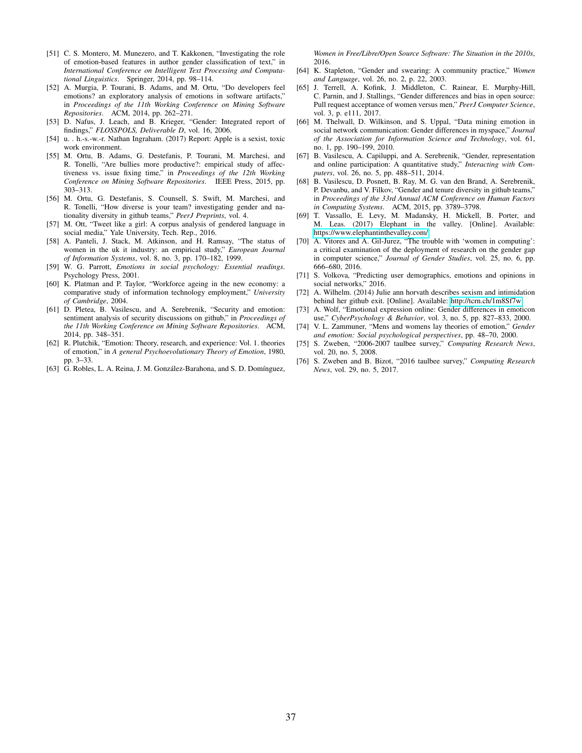[51] C. S. Montero, M. Munezero, and T. Kakkonen, "Investigating the role of emotion-based features in author gender classification of text," in *International Conference on Intelligent Text Processing and Computational Linguistics*. Springer, 2014, pp. 98–114.

[52] A. Murgia, P. Tourani, B. Adams, and M. Ortu, "Do developers feel emotions? an exploratory analysis of emotions in software artifacts," in *Proceedings of the 11th Working Conference on Mining Software Repositories*. ACM, 2014, pp. 262–271.

[53] D. Nafus, J. Leach, and B. Krieger, "Gender: Integrated report of findings," *FLOSSPOLS, Deliverable D*, vol. 16, 2006.

[54] u. . h.-s.-w.-r. Nathan Ingraham. (2017) Report: Apple is a sexist, toxic work environment.

[55] M. Ortu, B. Adams, G. Destefanis, P. Tourani, M. Marchesi, and R. Tonelli, "Are bullies more productive?: empirical study of affectiveness vs. issue fixing time," in *Proceedings of the 12th Working Conference on Mining Software Repositories*. IEEE Press, 2015, pp. 303–313.

[56] M. Ortu, G. Destefanis, S. Counsell, S. Swift, M. Marchesi, and R. Tonelli, "How diverse is your team? investigating gender and nationality diversity in github teams," *PeerJ Preprints*, vol. 4.

[57] M. Ott, "Tweet like a girl: A corpus analysis of gendered language in social media," Yale University, Tech. Rep., 2016.

[58] A. Panteli, J. Stack, M. Atkinson, and H. Ramsay, "The status of women in the uk it industry: an empirical study," *European Journal of Information Systems*, vol. 8, no. 3, pp. 170–182, 1999.

[59] W. G. Parrott, *Emotions in social psychology: Essential readings*. Psychology Press, 2001.

[60] K. Platman and P. Taylor, "Workforce ageing in the new economy: a comparative study of information technology employment," *University of Cambridge*, 2004.

[61] D. Pletea, B. Vasilescu, and A. Serebrenik, "Security and emotion: sentiment analysis of security discussions on github," in *Proceedings of the 11th Working Conference on Mining Software Repositories*. ACM, 2014, pp. 348–351.

[62] R. Plutchik, "Emotion: Theory, research, and experience: Vol. 1. theories of emotion," in *A general Psychoevolutionary Theory of Emotion*, 1980, pp. 3–33.

[63] G. Robles, L. A. Reina, J. M. González-Barahona, and S. D. Domínguez, *Women in Free/Libre/Open Source Software: The Situation in the 2010s*, 2016.

[64] K. Stapleton, "Gender and swearing: A community practice," *Women and Language*, vol. 26, no. 2, p. 22, 2003.

[65] J. Terrell, A. Kofink, J. Middleton, C. Rainear, E. Murphy-Hill, C. Parnin, and J. Stallings, "Gender differences and bias in open source: Pull request acceptance of women versus men," *PeerJ Computer Science*, vol. 3, p. e111, 2017.

[66] M. Thelwall, D. Wilkinson, and S. Uppal, "Data mining emotion in social network communication: Gender differences in myspace," *Journal of the Association for Information Science and Technology*, vol. 61, no. 1, pp. 190–199, 2010.

[67] B. Vasilescu, A. Capiluppi, and A. Serebrenik, "Gender, representation and online participation: A quantitative study," *Interacting with Computers*, vol. 26, no. 5, pp. 488–511, 2014.

[68] B. Vasilescu, D. Posnett, B. Ray, M. G. van den Brand, A. Serebrenik, P. Devanbu, and V. Filkov, "Gender and tenure diversity in github teams," in *Proceedings of the 33rd Annual ACM Conference on Human Factors in Computing Systems*. ACM, 2015, pp. 3789–3798.

[69] T. Vassallo, E. Levy, M. Madansky, H. Mickell, B. Porter, and M. Leas. (2017) Elephant in the valley. [Online]. Available: https://www.elephantinthevalley.com/

[70] A. Vitores and A. Gil-Jurez, "The trouble with 'women in computing': a critical examination of the deployment of research on the gender gap in computer science," *Journal of Gender Studies*, vol. 25, no. 6, pp. 666–680, 2016.

[71] S. Volkova, "Predicting user demographics, emotions and opinions in social networks," 2016.

[72] A. Wilhelm. (2014) Julie ann horvath describes sexism and intimidation behind her github exit. [Online]. Available: http://tcrn.ch/1m8Sf7w

[73] A. Wolf, "Emotional expression online: Gender differences in emoticon use," *CyberPsychology & Behavior*, vol. 3, no. 5, pp. 827–833, 2000.

[74] V. L. Zammuner, "Mens and womens lay theories of emotion," *Gender and emotion: Social psychological perspectives*, pp. 48–70, 2000.

[75] S. Zweben, "2006-2007 taulbee survey," *Computing Research News*, vol. 20, no. 5, 2008.

[76] S. Zweben and B. Bizot, "2016 taulbee survey," *Computing Research News*, vol. 29, no. 5, 2017.